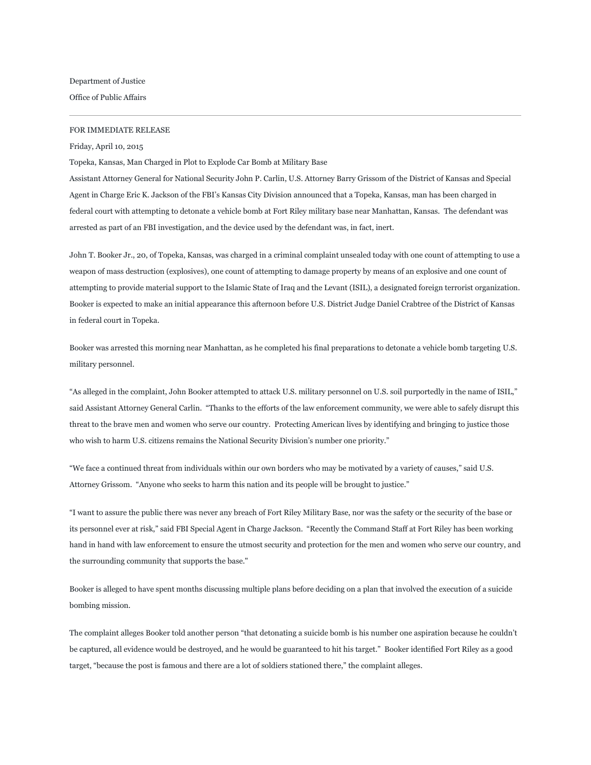Department of Justice

Office of Public Affairs

---

FOR IMMEDIATE RELEASE

Friday, April 10, 2015

Topeka, Kansas, Man Charged in Plot to Explode Car Bomb at Military Base

Assistant Attorney General for National Security John P. Carlin, U.S. Attorney Barry Grissom of the District of Kansas and Special Agent in Charge Eric K. Jackson of the FBI's Kansas City Division announced that a Topeka, Kansas, man has been charged in federal court with attempting to detonate a vehicle bomb at Fort Riley military base near Manhattan, Kansas. The defendant was arrested as part of an FBI investigation, and the device used by the defendant was, in fact, inert.

John T. Booker Jr., 20, of Topeka, Kansas, was charged in a criminal complaint unsealed today with one count of attempting to use a weapon of mass destruction (explosives), one count of attempting to damage property by means of an explosive and one count of attempting to provide material support to the Islamic State of Iraq and the Levant (ISIL), a designated foreign terrorist organization. Booker is expected to make an initial appearance this afternoon before U.S. District Judge Daniel Crabtree of the District of Kansas in federal court in Topeka.

Booker was arrested this morning near Manhattan, as he completed his final preparations to detonate a vehicle bomb targeting U.S. military personnel.

"As alleged in the complaint, John Booker attempted to attack U.S. military personnel on U.S. soil purportedly in the name of ISIL," said Assistant Attorney General Carlin. "Thanks to the efforts of the law enforcement community, we were able to safely disrupt this threat to the brave men and women who serve our country. Protecting American lives by identifying and bringing to justice those who wish to harm U.S. citizens remains the National Security Division's number one priority."

"We face a continued threat from individuals within our own borders who may be motivated by a variety of causes," said U.S. Attorney Grissom. "Anyone who seeks to harm this nation and its people will be brought to justice."

"I want to assure the public there was never any breach of Fort Riley Military Base, nor was the safety or the security of the base or its personnel ever at risk," said FBI Special Agent in Charge Jackson. "Recently the Command Staff at Fort Riley has been working hand in hand with law enforcement to ensure the utmost security and protection for the men and women who serve our country, and the surrounding community that supports the base."

Booker is alleged to have spent months discussing multiple plans before deciding on a plan that involved the execution of a suicide bombing mission.

The complaint alleges Booker told another person "that detonating a suicide bomb is his number one aspiration because he couldn't be captured, all evidence would be destroyed, and he would be guaranteed to hit his target." Booker identified Fort Riley as a good target, "because the post is famous and there are a lot of soldiers stationed there," the complaint alleges.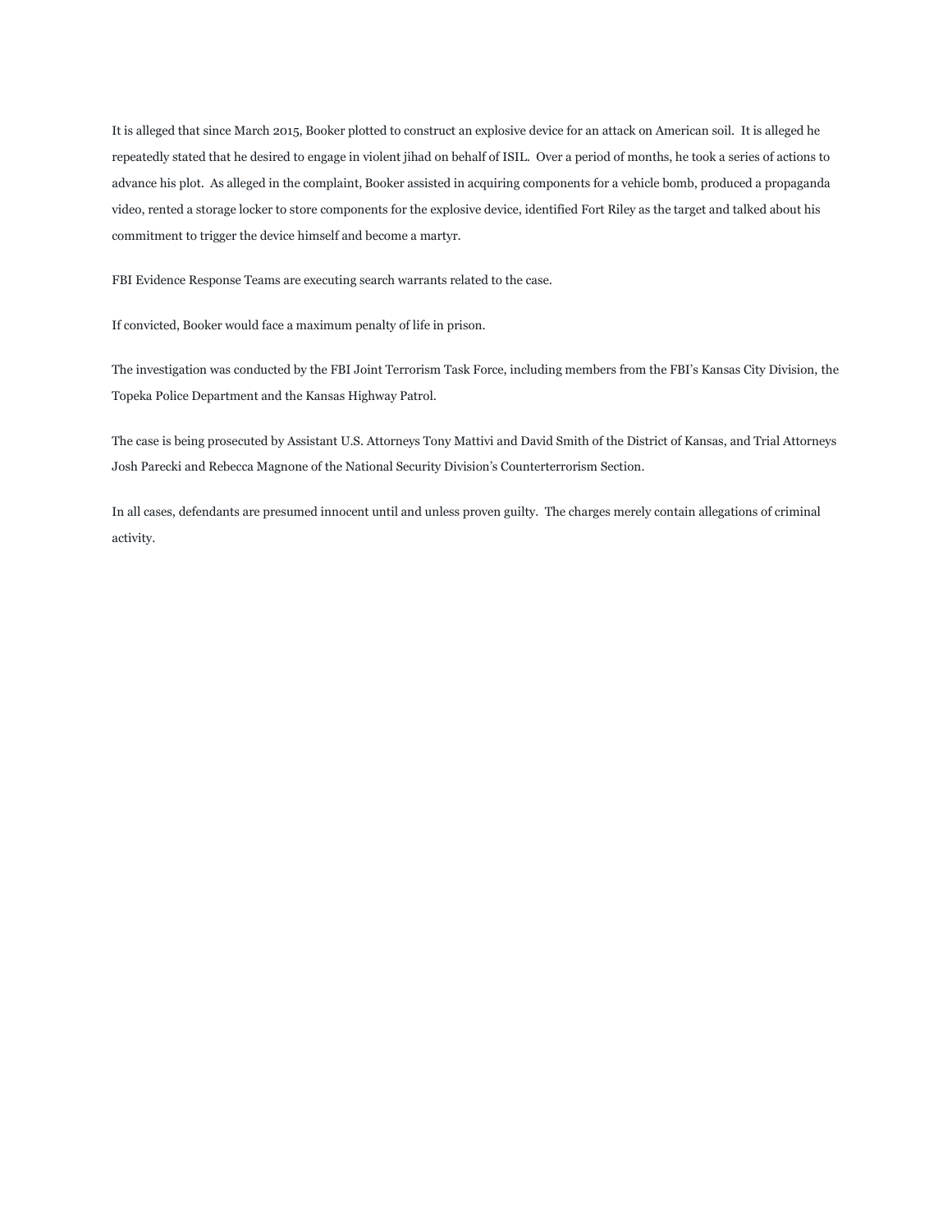It is alleged that since March 2015, Booker plotted to construct an explosive device for an attack on American soil. It is alleged he repeatedly stated that he desired to engage in violent jihad on behalf of ISIL. Over a period of months, he took a series of actions to advance his plot. As alleged in the complaint, Booker assisted in acquiring components for a vehicle bomb, produced a propaganda video, rented a storage locker to store components for the explosive device, identified Fort Riley as the target and talked about his commitment to trigger the device himself and become a martyr.

FBI Evidence Response Teams are executing search warrants related to the case.

If convicted, Booker would face a maximum penalty of life in prison.

The investigation was conducted by the FBI Joint Terrorism Task Force, including members from the FBI's Kansas City Division, the Topeka Police Department and the Kansas Highway Patrol.

The case is being prosecuted by Assistant U.S. Attorneys Tony Mattivi and David Smith of the District of Kansas, and Trial Attorneys Josh Parecki and Rebecca Magnone of the National Security Division's Counterterrorism Section.

In all cases, defendants are presumed innocent until and unless proven guilty. The charges merely contain allegations of criminal activity.